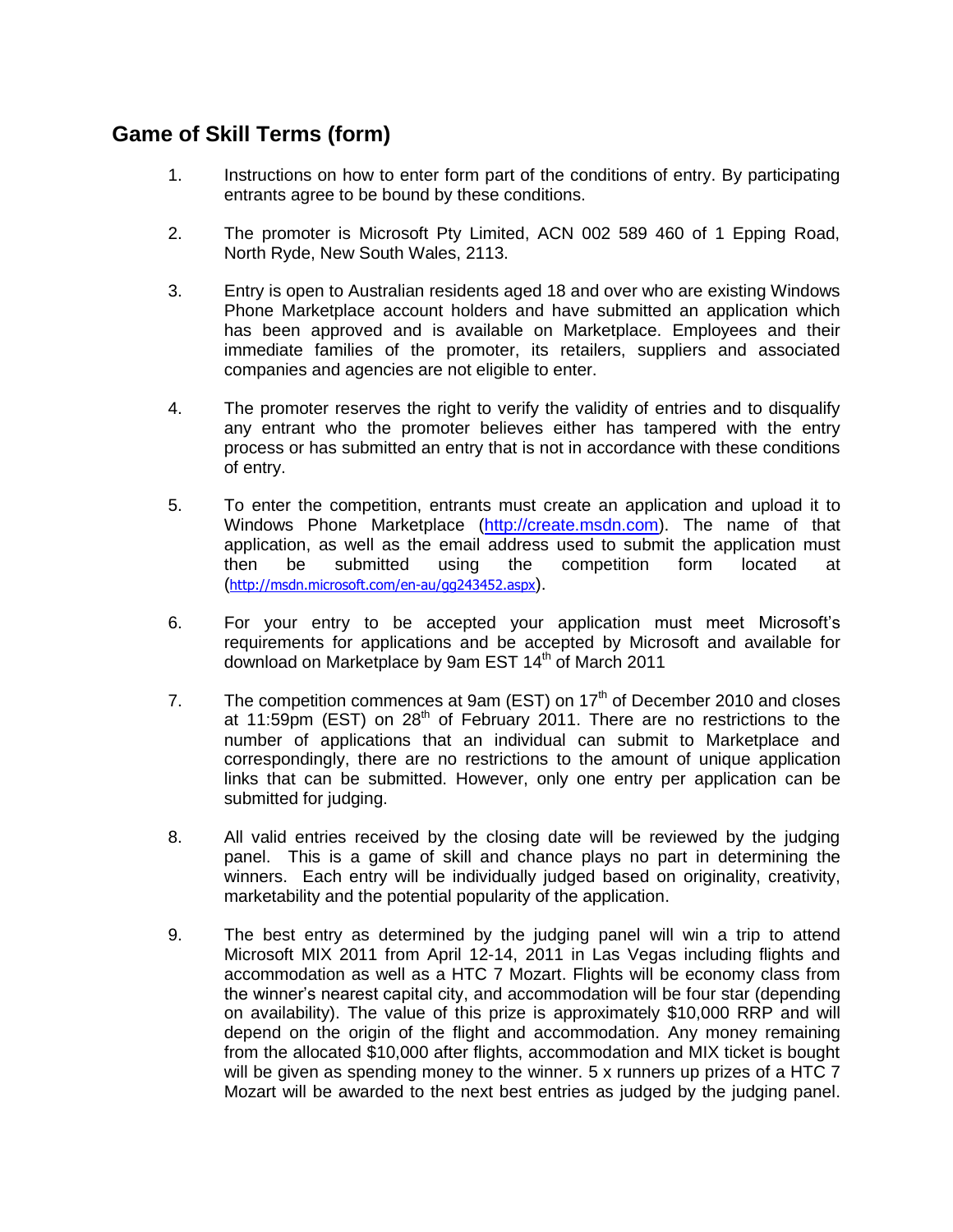## Game of Skill Terms (form)

1. Instructions on how to enter form part of the conditions of entry. By participating entrants agree to be bound by these conditions.

2. The promoter is Microsoft Pty Limited, ACN 002 589 460 of 1 Epping Road, North Ryde, New South Wales, 2113.

3. Entry is open to Australian residents aged 18 and over who are existing Windows Phone Marketplace account holders and have submitted an application which has been approved and is available on Marketplace. Employees and their immediate families of the promoter, its retailers, suppliers and associated companies and agencies are not eligible to enter.

4. The promoter reserves the right to verify the validity of entries and to disqualify any entrant who the promoter believes either has tampered with the entry process or has submitted an entry that is not in accordance with these conditions of entry.

5. To enter the competition, entrants must create an application and upload it to Windows Phone Marketplace (http://create.msdn.com). The name of that application, as well as the email address used to submit the application must then be submitted using the competition form located at (http://msdn.microsoft.com/en-au/gg243452.aspx).

6. For your entry to be accepted your application must meet Microsoft's requirements for applications and be accepted by Microsoft and available for download on Marketplace by 9am EST 14th of March 2011

7. The competition commences at 9am (EST) on 17th of December 2010 and closes at 11:59pm (EST) on 28th of February 2011. There are no restrictions to the number of applications that an individual can submit to Marketplace and correspondingly, there are no restrictions to the amount of unique application links that can be submitted. However, only one entry per application can be submitted for judging.

8. All valid entries received by the closing date will be reviewed by the judging panel. This is a game of skill and chance plays no part in determining the winners. Each entry will be individually judged based on originality, creativity, marketability and the potential popularity of the application.

9. The best entry as determined by the judging panel will win a trip to attend Microsoft MIX 2011 from April 12-14, 2011 in Las Vegas including flights and accommodation as well as a HTC 7 Mozart. Flights will be economy class from the winner's nearest capital city, and accommodation will be four star (depending on availability). The value of this prize is approximately $10,000 RRP and will depend on the origin of the flight and accommodation. Any money remaining from the allocated $10,000 after flights, accommodation and MIX ticket is bought will be given as spending money to the winner. 5 x runners up prizes of a HTC 7 Mozart will be awarded to the next best entries as judged by the judging panel.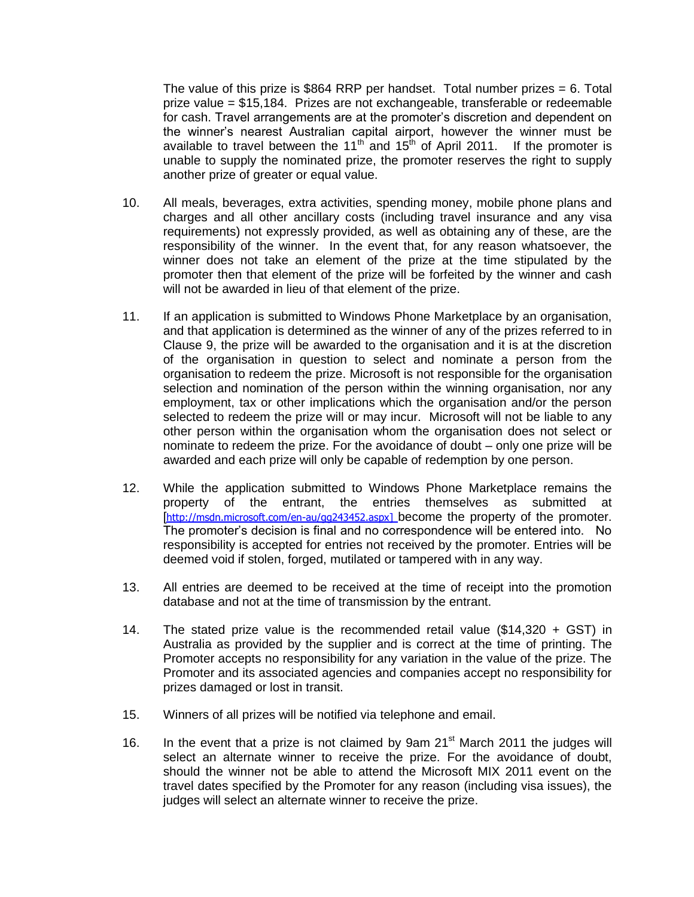The value of this prize is $864 RRP per handset. Total number prizes = 6. Total prize value = $15,184. Prizes are not exchangeable, transferable or redeemable for cash. Travel arrangements are at the promoter's discretion and dependent on the winner's nearest Australian capital airport, however the winner must be available to travel between the 11th and 15th of April 2011. If the promoter is unable to supply the nominated prize, the promoter reserves the right to supply another prize of greater or equal value.

10. All meals, beverages, extra activities, spending money, mobile phone plans and charges and all other ancillary costs (including travel insurance and any visa requirements) not expressly provided, as well as obtaining any of these, are the responsibility of the winner. In the event that, for any reason whatsoever, the winner does not take an element of the prize at the time stipulated by the promoter then that element of the prize will be forfeited by the winner and cash will not be awarded in lieu of that element of the prize.

11. If an application is submitted to Windows Phone Marketplace by an organisation, and that application is determined as the winner of any of the prizes referred to in Clause 9, the prize will be awarded to the organisation and it is at the discretion of the organisation in question to select and nominate a person from the organisation to redeem the prize. Microsoft is not responsible for the organisation selection and nomination of the person within the winning organisation, nor any employment, tax or other implications which the organisation and/or the person selected to redeem the prize will or may incur. Microsoft will not be liable to any other person within the organisation whom the organisation does not select or nominate to redeem the prize. For the avoidance of doubt – only one prize will be awarded and each prize will only be capable of redemption by one person.

12. While the application submitted to Windows Phone Marketplace remains the property of the entrant, the entries themselves as submitted at [http://msdn.microsoft.com/en-au/gg243452.aspx] become the property of the promoter. The promoter's decision is final and no correspondence will be entered into. No responsibility is accepted for entries not received by the promoter. Entries will be deemed void if stolen, forged, mutilated or tampered with in any way.

13. All entries are deemed to be received at the time of receipt into the promotion database and not at the time of transmission by the entrant.

14. The stated prize value is the recommended retail value ($14,320 + GST) in Australia as provided by the supplier and is correct at the time of printing. The Promoter accepts no responsibility for any variation in the value of the prize. The Promoter and its associated agencies and companies accept no responsibility for prizes damaged or lost in transit.

15. Winners of all prizes will be notified via telephone and email.

16. In the event that a prize is not claimed by 9am 21st March 2011 the judges will select an alternate winner to receive the prize. For the avoidance of doubt, should the winner not be able to attend the Microsoft MIX 2011 event on the travel dates specified by the Promoter for any reason (including visa issues), the judges will select an alternate winner to receive the prize.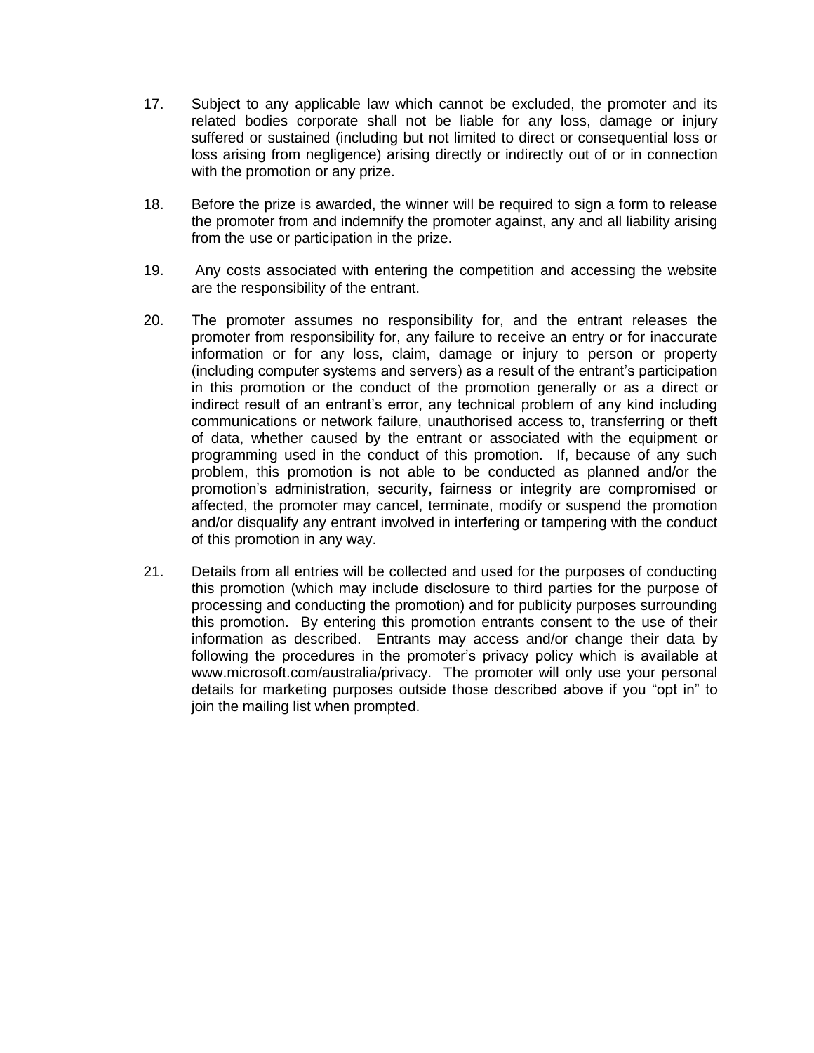17. Subject to any applicable law which cannot be excluded, the promoter and its related bodies corporate shall not be liable for any loss, damage or injury suffered or sustained (including but not limited to direct or consequential loss or loss arising from negligence) arising directly or indirectly out of or in connection with the promotion or any prize.

18. Before the prize is awarded, the winner will be required to sign a form to release the promoter from and indemnify the promoter against, any and all liability arising from the use or participation in the prize.

19. Any costs associated with entering the competition and accessing the website are the responsibility of the entrant.

20. The promoter assumes no responsibility for, and the entrant releases the promoter from responsibility for, any failure to receive an entry or for inaccurate information or for any loss, claim, damage or injury to person or property (including computer systems and servers) as a result of the entrant's participation in this promotion or the conduct of the promotion generally or as a direct or indirect result of an entrant's error, any technical problem of any kind including communications or network failure, unauthorised access to, transferring or theft of data, whether caused by the entrant or associated with the equipment or programming used in the conduct of this promotion. If, because of any such problem, this promotion is not able to be conducted as planned and/or the promotion's administration, security, fairness or integrity are compromised or affected, the promoter may cancel, terminate, modify or suspend the promotion and/or disqualify any entrant involved in interfering or tampering with the conduct of this promotion in any way.

21. Details from all entries will be collected and used for the purposes of conducting this promotion (which may include disclosure to third parties for the purpose of processing and conducting the promotion) and for publicity purposes surrounding this promotion. By entering this promotion entrants consent to the use of their information as described. Entrants may access and/or change their data by following the procedures in the promoter's privacy policy which is available at www.microsoft.com/australia/privacy. The promoter will only use your personal details for marketing purposes outside those described above if you "opt in" to join the mailing list when prompted.